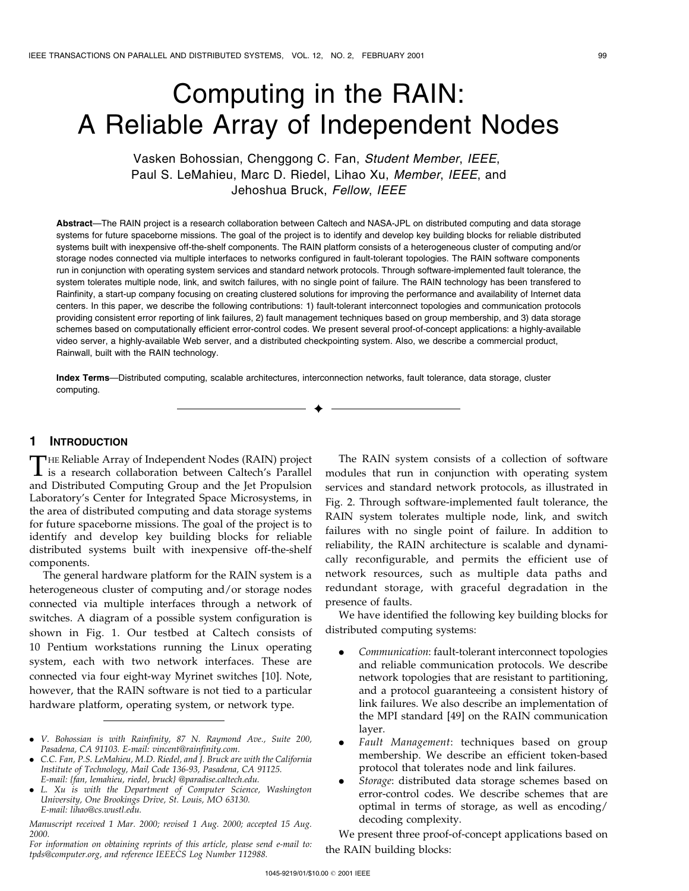# Computing in the RAIN: A Reliable Array of Independent Nodes

Vasken Bohossian, Chenggong C. Fan, *Student Member*, *IEEE*, Paul S. LeMahieu, Marc D. Riedel, Lihao Xu, *Member*, *IEEE*, and Jehoshua Bruck, *Fellow*, *IEEE*

**Abstract**—The RAIN project is a research collaboration between Caltech and NASA-JPL on distributed computing and data storage systems for future spaceborne missions. The goal of the project is to identify and develop key building blocks for reliable distributed systems built with inexpensive off-the-shelf components. The RAIN platform consists of a heterogeneous cluster of computing and/or storage nodes connected via multiple interfaces to networks configured in fault-tolerant topologies. The RAIN software components run in conjunction with operating system services and standard network protocols. Through software-implemented fault tolerance, the system tolerates multiple node, link, and switch failures, with no single point of failure. The RAIN technology has been transfered to Rainfinity, a start-up company focusing on creating clustered solutions for improving the performance and availability of Internet data centers. In this paper, we describe the following contributions: 1) fault-tolerant interconnect topologies and communication protocols providing consistent error reporting of link failures, 2) fault management techniques based on group membership, and 3) data storage schemes based on computationally efficient error-control codes. We present several proof-of-concept applications: a highly-available video server, a highly-available Web server, and a distributed checkpointing system. Also, we describe a commercial product, Rainwall, built with the RAIN technology.

**Index Terms**—Distributed computing, scalable architectures, interconnection networks, fault tolerance, data storage, cluster computing.

## 1 Introduction

The Reliable Array of Independent Nodes (RAIN) project is a research collaboration between Caltech's Parallel and Distributed Computing Group and the Jet Propulsion Laboratory's Center for Integrated Space Microsystems, in the area of distributed computing and data storage systems for future spaceborne missions. The goal of the project is to identify and develop key building blocks for reliable distributed systems built with inexpensive off-the-shelf components.

The general hardware platform for the RAIN system is a heterogeneous cluster of computing and/or storage nodes connected via multiple interfaces through a network of switches. A diagram of a possible system configuration is shown in Fig. 1. Our testbed at Caltech consists of 10 Pentium workstations running the Linux operating system, each with two network interfaces. These are connected via four eight-way Myrinet switches [10]. Note, however, that the RAIN software is not tied to a particular hardware platform, operating system, or network type.

- V. Bohossian is with Rainfinity, 87 N. Raymond Ave., Suite 200, Pasadena, CA 91103. E-mail: vincent@rainfinity.com.
- C.C. Fan, P.S. LeMahieu, M.D. Riedel, and J. Bruck are with the California Institute of Technology, Mail Code 136-93, Pasadena, CA 91125. E-mail: {fan, lemahieu, riedel, bruck} @paradise.caltech.edu.
- L. Xu is with the Department of Computer Science, Washington University, One Brookings Drive, St. Louis, MO 63130. E-mail: lihao@cs.wustl.edu.

*Manuscript received 1 Mar. 2000; revised 1 Aug. 2000; accepted 15 Aug. 2000.*
*For information on obtaining reprints of this article, please send e-mail to: tpds@computer.org, and reference IEEECS Log Number 112988.*

The RAIN system consists of a collection of software modules that run in conjunction with operating system services and standard network protocols, as illustrated in Fig. 2. Through software-implemented fault tolerance, the RAIN system tolerates multiple node, link, and switch failures with no single point of failure. In addition to reliability, the RAIN architecture is scalable and dynamically reconfigurable, and permits the efficient use of network resources, such as multiple data paths and redundant storage, with graceful degradation in the presence of faults.

We have identified the following key building blocks for distributed computing systems:

- *Communication*: fault-tolerant interconnect topologies and reliable communication protocols. We describe network topologies that are resistant to partitioning, and a protocol guaranteeing a consistent history of link failures. We also describe an implementation of the MPI standard [49] on the RAIN communication layer.
- *Fault Management*: techniques based on group membership. We describe an efficient token-based protocol that tolerates node and link failures.
- *Storage*: distributed data storage schemes based on error-control codes. We describe schemes that are optimal in terms of storage, as well as encoding/decoding complexity.

We present three proof-of-concept applications based on the RAIN building blocks: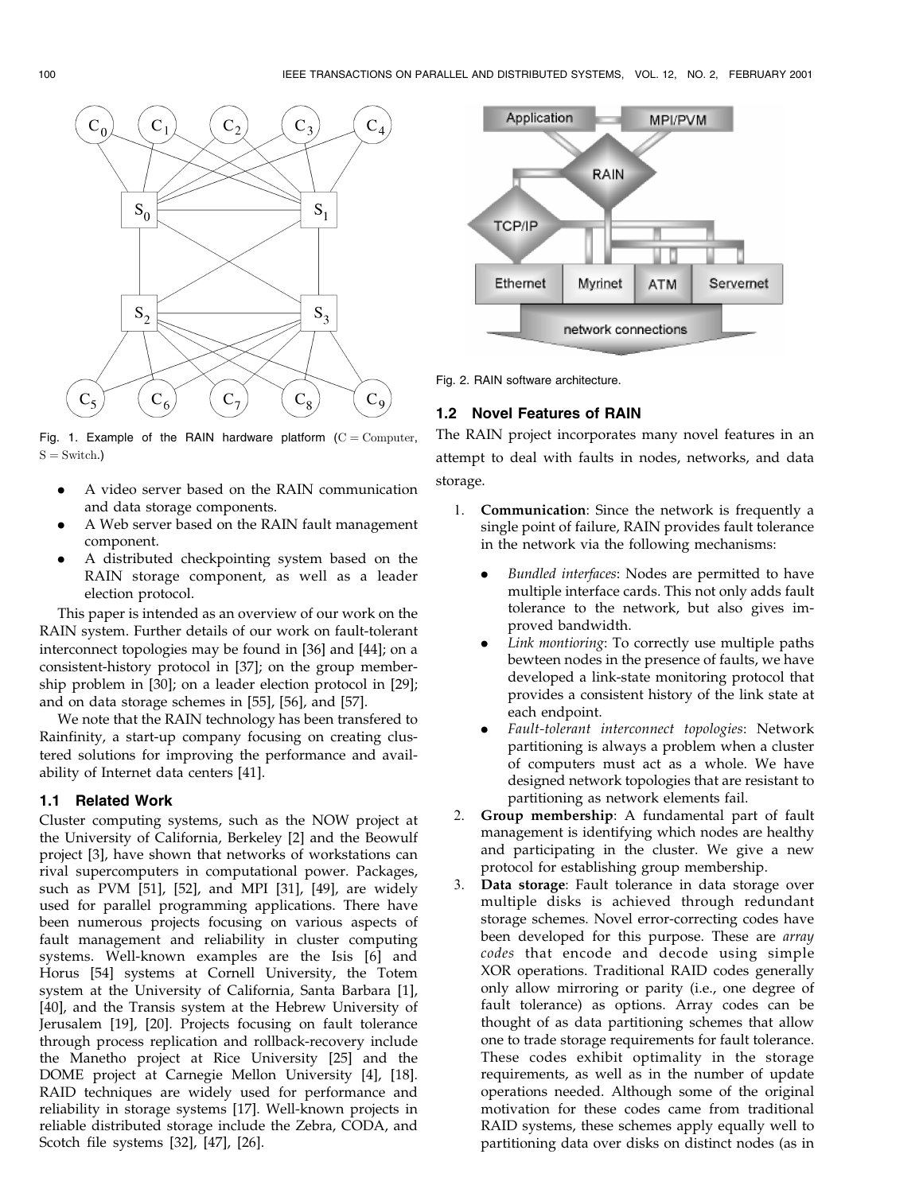Fig. 1. Example of the RAIN hardware platform ($\mathrm{C} = \mathrm{Computer}$, $\mathrm{S} = \mathrm{Switch}$.)

- A video server based on the RAIN communication and data storage components.
- A Web server based on the RAIN fault management component.
- A distributed checkpointing system based on the RAIN storage component, as well as a leader election protocol.

This paper is intended as an overview of our work on the RAIN system. Further details of our work on fault-tolerant interconnect topologies may be found in [36] and [44]; on a consistent-history protocol in [37]; on the group membership problem in [30]; on a leader election protocol in [29]; and on data storage schemes in [55], [56], and [57].

We note that the RAIN technology has been transfered to Rainfinity, a start-up company focusing on creating clustered solutions for improving the performance and availability of Internet data centers [41].

### 1.1 Related Work

Cluster computing systems, such as the NOW project at the University of California, Berkeley [2] and the Beowulf project [3], have shown that networks of workstations can rival supercomputers in computational power. Packages, such as PVM [51], [52], and MPI [31], [49], are widely used for parallel programming applications. There have been numerous projects focusing on various aspects of fault management and reliability in cluster computing systems. Well-known examples are the Isis [6] and Horus [54] systems at Cornell University, the Totem system at the University of California, Santa Barbara [1], [40], and the Transis system at the Hebrew University of Jerusalem [19], [20]. Projects focusing on fault tolerance through process replication and rollback-recovery include the Manetho project at Rice University [25] and the DOME project at Carnegie Mellon University [4], [18]. RAID techniques are widely used for performance and reliability in storage systems [17]. Well-known projects in reliable distributed storage include the Zebra, CODA, and Scotch file systems [32], [47], [26].

Fig. 2. RAIN software architecture.

### 1.2 Novel Features of RAIN

The RAIN project incorporates many novel features in an attempt to deal with faults in nodes, networks, and data storage.

1. **Communication**: Since the network is frequently a single point of failure, RAIN provides fault tolerance in the network via the following mechanisms:
   - *Bundled interfaces*: Nodes are permitted to have multiple interface cards. This not only adds fault tolerance to the network, but also gives improved bandwidth.
   - *Link montioring*: To correctly use multiple paths bewteen nodes in the presence of faults, we have developed a link-state monitoring protocol that provides a consistent history of the link state at each endpoint.
   - *Fault-tolerant interconnect topologies*: Network partitioning is always a problem when a cluster of computers must act as a whole. We have designed network topologies that are resistant to partitioning as network elements fail.
2. **Group membership**: A fundamental part of fault management is identifying which nodes are healthy and participating in the cluster. We give a new protocol for establishing group membership.
3. **Data storage**: Fault tolerance in data storage over multiple disks is achieved through redundant storage schemes. Novel error-correcting codes have been developed for this purpose. These are *array codes* that encode and decode using simple XOR operations. Traditional RAID codes generally only allow mirroring or parity (i.e., one degree of fault tolerance) as options. Array codes can be thought of as data partitioning schemes that allow one to trade storage requirements for fault tolerance. These codes exhibit optimality in the storage requirements, as well as in the number of update operations needed. Although some of the original motivation for these codes came from traditional RAID systems, these schemes apply equally well to partitioning data over disks on distinct nodes (as in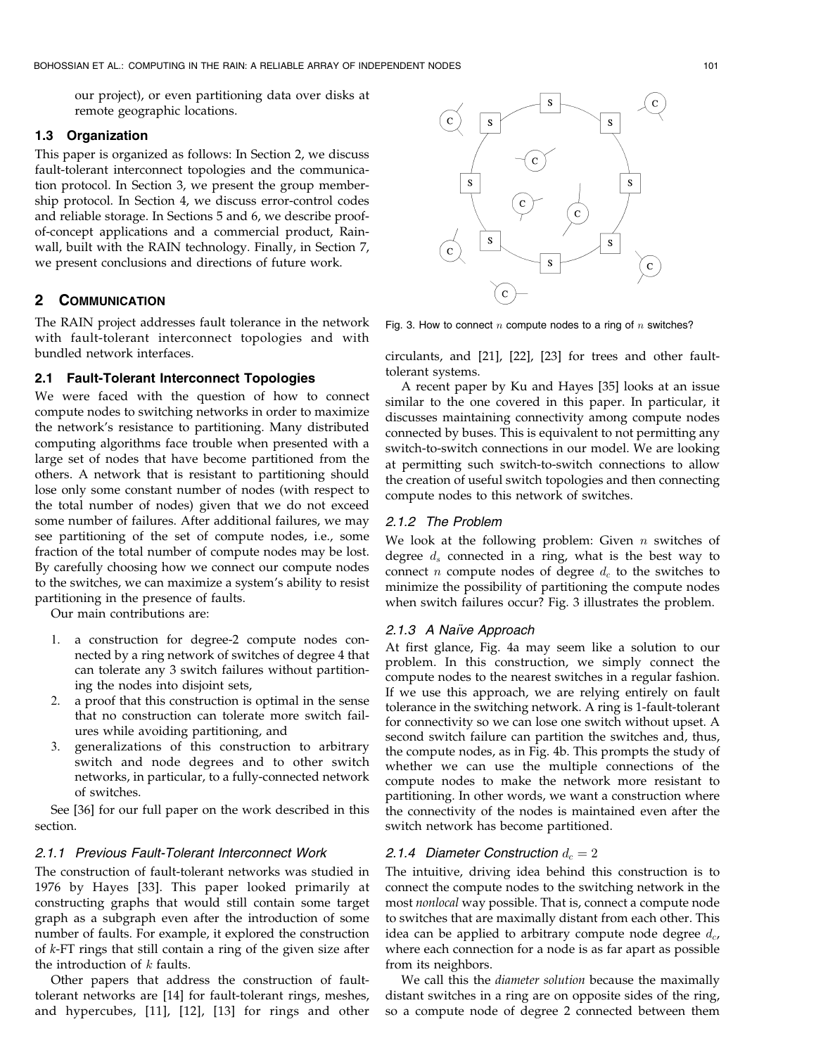our project), or even partitioning data over disks at remote geographic locations.

### 1.3 Organization

This paper is organized as follows: In Section 2, we discuss fault-tolerant interconnect topologies and the communication protocol. In Section 3, we present the group membership protocol. In Section 4, we discuss error-control codes and reliable storage. In Sections 5 and 6, we describe proof-of-concept applications and a commercial product, Rainwall, built with the RAIN technology. Finally, in Section 7, we present conclusions and directions of future work.

## 2 Communication

The RAIN project addresses fault tolerance in the network with fault-tolerant interconnect topologies and with bundled network interfaces.

### 2.1 Fault-Tolerant Interconnect Topologies

We were faced with the question of how to connect compute nodes to switching networks in order to maximize the network's resistance to partitioning. Many distributed computing algorithms face trouble when presented with a large set of nodes that have become partitioned from the others. A network that is resistant to partitioning should lose only some constant number of nodes (with respect to the total number of nodes) given that we do not exceed some number of failures. After additional failures, we may see partitioning of the set of compute nodes, i.e., some fraction of the total number of compute nodes may be lost. By carefully choosing how we connect our compute nodes to the switches, we can maximize a system's ability to resist partitioning in the presence of faults.

Our main contributions are:

1. a construction for degree-2 compute nodes connected by a ring network of switches of degree 4 that can tolerate any 3 switch failures without partitioning the nodes into disjoint sets,
2. a proof that this construction is optimal in the sense that no construction can tolerate more switch failures while avoiding partitioning, and
3. generalizations of this construction to arbitrary switch and node degrees and to other switch networks, in particular, to a fully-connected network of switches.

See [36] for our full paper on the work described in this section.

#### 2.1.1 Previous Fault-Tolerant Interconnect Work

The construction of fault-tolerant networks was studied in 1976 by Hayes [33]. This paper looked primarily at constructing graphs that would still contain some target graph as a subgraph even after the introduction of some number of faults. For example, it explored the construction of $k$-FT rings that still contain a ring of the given size after the introduction of $k$ faults.

Other papers that address the construction of fault-tolerant networks are [14] for fault-tolerant rings, meshes, and hypercubes, [11], [12], [13] for rings and other circulants, and [21], [22], [23] for trees and other fault-tolerant systems.

A recent paper by Ku and Hayes [35] looks at an issue similar to the one covered in this paper. In particular, it discusses maintaining connectivity among compute nodes connected by buses. This is equivalent to not permitting any switch-to-switch connections in our model. We are looking at permitting such switch-to-switch connections to allow the creation of useful switch topologies and then connecting compute nodes to this network of switches.

Fig. 3. How to connect $n$ compute nodes to a ring of $n$ switches?

#### 2.1.2 The Problem

We look at the following problem: Given $n$ switches of degree $d_s$ connected in a ring, what is the best way to connect $n$ compute nodes of degree $d_c$ to the switches to minimize the possibility of partitioning the compute nodes when switch failures occur? Fig. 3 illustrates the problem.

#### 2.1.3 A Naïve Approach

At first glance, Fig. 4a may seem like a solution to our problem. In this construction, we simply connect the compute nodes to the nearest switches in a regular fashion. If we use this approach, we are relying entirely on fault tolerance in the switching network. A ring is 1-fault-tolerant for connectivity so we can lose one switch without upset. A second switch failure can partition the switches and, thus, the compute nodes, as in Fig. 4b. This prompts the study of whether we can use the multiple connections of the compute nodes to make the network more resistant to partitioning. In other words, we want a construction where the connectivity of the nodes is maintained even after the switch network has become partitioned.

#### 2.1.4 Diameter Construction $d_c = 2$

The intuitive, driving idea behind this construction is to connect the compute nodes to the switching network in the most *nonlocal* way possible. That is, connect a compute node to switches that are maximally distant from each other. This idea can be applied to arbitrary compute node degree $d_c$, where each connection for a node is as far apart as possible from its neighbors.

We call this the *diameter solution* because the maximally distant switches in a ring are on opposite sides of the ring, so a compute node of degree 2 connected between them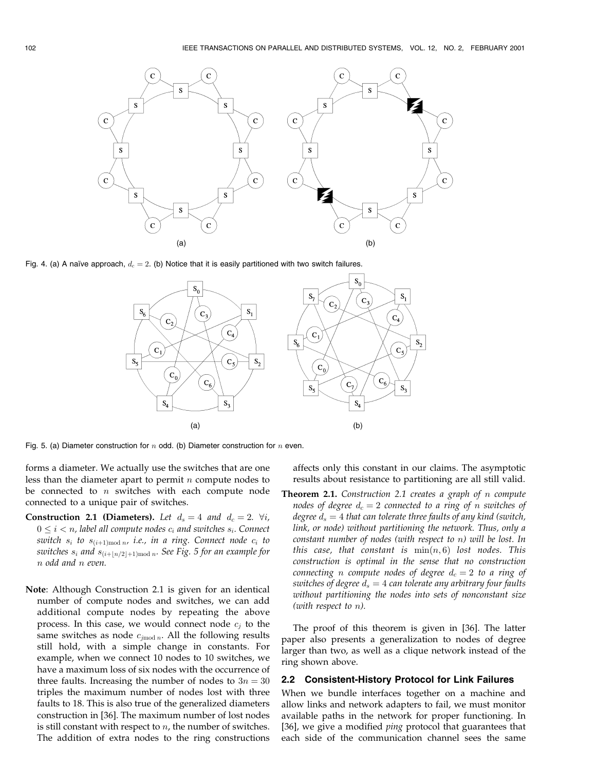Fig. 4. (a) A naïve approach, $d_c = 2$. (b) Notice that it is easily partitioned with two switch failures.

Fig. 5. (a) Diameter construction for $n$ odd. (b) Diameter construction for $n$ even.

forms a diameter. We actually use the switches that are one less than the diameter apart to permit $n$ compute nodes to be connected to $n$ switches with each compute node connected to a unique pair of switches.

**Construction 2.1 (Diameters).** *Let $d_s = 4$ and $d_c = 2$. $\forall i$, $0 \leq i < n$, label all compute nodes $c_i$ and switches $s_i$. Connect switch $s_i$ to $s_{(i+1) \bmod n}$, i.e., in a ring. Connect node $c_i$ to switches $s_i$ and $s_{(i+\lfloor n/2 \rfloor+1) \bmod n}$. See Fig. 5 for an example for $n$ odd and $n$ even.*

**Note**: Although Construction 2.1 is given for an identical number of compute nodes and switches, we can add additional compute nodes by repeating the above process. In this case, we would connect node $c_j$ to the same switches as node $c_{j \bmod n}$. All the following results still hold, with a simple change in constants. For example, when we connect 10 nodes to 10 switches, we have a maximum loss of six nodes with the occurrence of three faults. Increasing the number of nodes to $3n = 30$ triples the maximum number of nodes lost with three faults to 18. This is also true of the generalized diameters construction in [36]. The maximum number of lost nodes is still constant with respect to $n$, the number of switches. The addition of extra nodes to the ring constructions affects only this constant in our claims. The asymptotic results about resistance to partitioning are all still valid.

**Theorem 2.1.** *Construction 2.1 creates a graph of $n$ compute nodes of degree $d_c = 2$ connected to a ring of $n$ switches of degree $d_s = 4$ that can tolerate three faults of any kind (switch, link, or node) without partitioning the network. Thus, only a constant number of nodes (with respect to $n$) will be lost. In this case, that constant is $\min(n, 6)$ lost nodes. This construction is optimal in the sense that no construction connecting $n$ compute nodes of degree $d_c = 2$ to a ring of switches of degree $d_s = 4$ can tolerate any arbitrary four faults without partitioning the nodes into sets of nonconstant size (with respect to $n$).*

The proof of this theorem is given in [36]. The latter paper also presents a generalization to nodes of degree larger than two, as well as a clique network instead of the ring shown above.

### 2.2 Consistent-History Protocol for Link Failures

When we bundle interfaces together on a machine and allow links and network adapters to fail, we must monitor available paths in the network for proper functioning. In [36], we give a modified *ping* protocol that guarantees that each side of the communication channel sees the same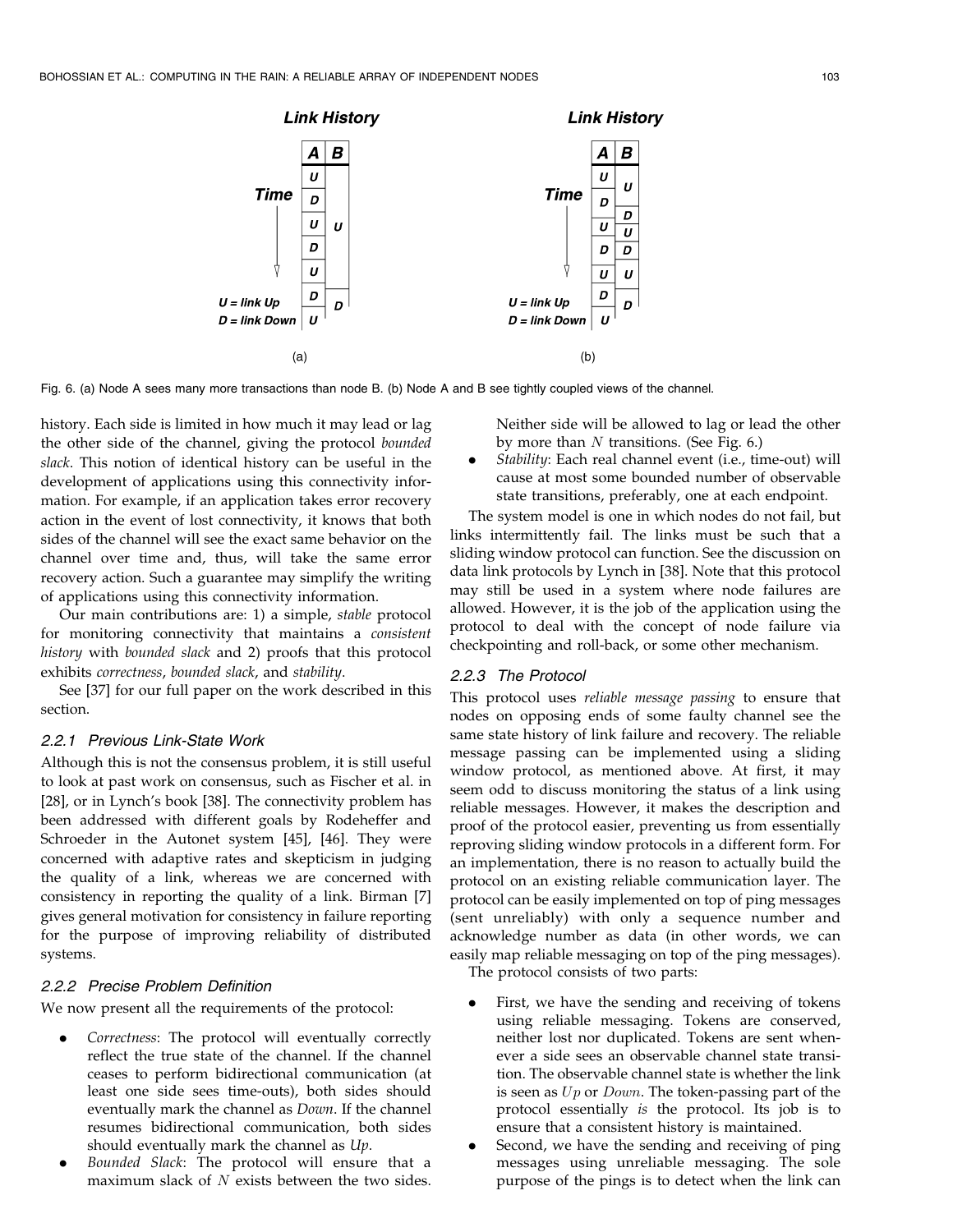Fig. 6. (a) Node A sees many more transactions than node B. (b) Node A and B see tightly coupled views of the channel.

history. Each side is limited in how much it may lead or lag the other side of the channel, giving the protocol *bounded slack*. This notion of identical history can be useful in the development of applications using this connectivity information. For example, if an application takes error recovery action in the event of lost connectivity, it knows that both sides of the channel will see the exact same behavior on the channel over time and, thus, will take the same error recovery action. Such a guarantee may simplify the writing of applications using this connectivity information.

Our main contributions are: 1) a simple, *stable* protocol for monitoring connectivity that maintains a *consistent history* with *bounded slack* and 2) proofs that this protocol exhibits *correctness*, *bounded slack*, and *stability*.

See [37] for our full paper on the work described in this section.

### 2.2.1 Previous Link-State Work

Although this is not the consensus problem, it is still useful to look at past work on consensus, such as Fischer et al. in [28], or in Lynch's book [38]. The connectivity problem has been addressed with different goals by Rodeheffer and Schroeder in the Autonet system [45], [46]. They were concerned with adaptive rates and skepticism in judging the quality of a link, whereas we are concerned with consistency in reporting the quality of a link. Birman [7] gives general motivation for consistency in failure reporting for the purpose of improving reliability of distributed systems.

### 2.2.2 Precise Problem Definition

We now present all the requirements of the protocol:

- *Correctness*: The protocol will eventually correctly reflect the true state of the channel. If the channel ceases to perform bidirectional communication (at least one side sees time-outs), both sides should eventually mark the channel as *Down*. If the channel resumes bidirectional communication, both sides should eventually mark the channel as *Up*.
- *Bounded Slack*: The protocol will ensure that a maximum slack of $N$ exists between the two sides. Neither side will be allowed to lag or lead the other by more than $N$ transitions. (See Fig. 6.)
- *Stability*: Each real channel event (i.e., time-out) will cause at most some bounded number of observable state transitions, preferably, one at each endpoint.

The system model is one in which nodes do not fail, but links intermittently fail. The links must be such that a sliding window protocol can function. See the discussion on data link protocols by Lynch in [38]. Note that this protocol may still be used in a system where node failures are allowed. However, it is the job of the application using the protocol to deal with the concept of node failure via checkpointing and roll-back, or some other mechanism.

### 2.2.3 The Protocol

This protocol uses *reliable message passing* to ensure that nodes on opposing ends of some faulty channel see the same state history of link failure and recovery. The reliable message passing can be implemented using a sliding window protocol, as mentioned above. At first, it may seem odd to discuss monitoring the status of a link using reliable messages. However, it makes the description and proof of the protocol easier, preventing us from essentially reproving sliding window protocols in a different form. For an implementation, there is no reason to actually build the protocol on an existing reliable communication layer. The protocol can be easily implemented on top of ping messages (sent unreliably) with only a sequence number and acknowledge number as data (in other words, we can easily map reliable messaging on top of the ping messages).

The protocol consists of two parts:

- First, we have the sending and receiving of tokens using reliable messaging. Tokens are conserved, neither lost nor duplicated. Tokens are sent whenever a side sees an observable channel state transition. The observable channel state is whether the link is seen as $Up$ or $Down$. The token-passing part of the protocol essentially *is* the protocol. Its job is to ensure that a consistent history is maintained.
- Second, we have the sending and receiving of ping messages using unreliable messaging. The sole purpose of the pings is to detect when the link can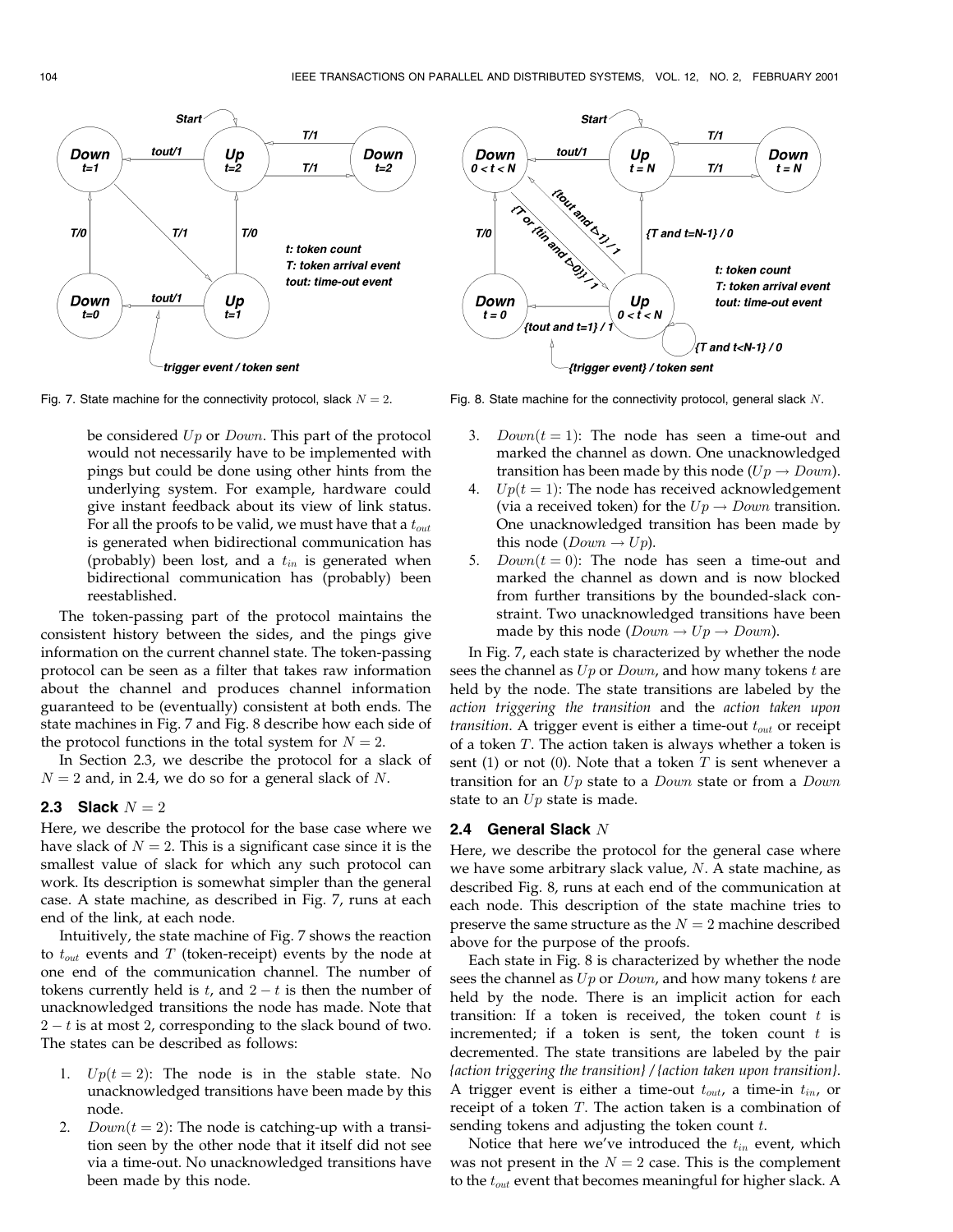Fig. 7. State machine for the connectivity protocol, slack $N = 2$.

Fig. 8. State machine for the connectivity protocol, general slack $N$.

be considered $Up$ or $Down$. This part of the protocol would not necessarily have to be implemented with pings but could be done using other hints from the underlying system. For example, hardware could give instant feedback about its view of link status. For all the proofs to be valid, we must have that a $t_{out}$ is generated when bidirectional communication has (probably) been lost, and a $t_{in}$ is generated when bidirectional communication has (probably) been reestablished.

The token-passing part of the protocol maintains the consistent history between the sides, and the pings give information on the current channel state. The token-passing protocol can be seen as a filter that takes raw information about the channel and produces channel information guaranteed to be (eventually) consistent at both ends. The state machines in Fig. 7 and Fig. 8 describe how each side of the protocol functions in the total system for $N = 2$.

In Section 2.3, we describe the protocol for a slack of $N = 2$ and, in 2.4, we do so for a general slack of $N$.

### 2.3 Slack $N = 2$

Here, we describe the protocol for the base case where we have slack of $N = 2$. This is a significant case since it is the smallest value of slack for which any such protocol can work. Its description is somewhat simpler than the general case. A state machine, as described in Fig. 7, runs at each end of the link, at each node.

Intuitively, the state machine of Fig. 7 shows the reaction to $t_{out}$ events and $T$ (token-receipt) events by the node at one end of the communication channel. The number of tokens currently held is $t$, and $2 - t$ is then the number of unacknowledged transitions the node has made. Note that $2 - t$ is at most 2, corresponding to the slack bound of two. The states can be described as follows:

1. $Up(t = 2)$: The node is in the stable state. No unacknowledged transitions have been made by this node.
2. $Down(t = 2)$: The node is catching-up with a transition seen by the other node that it itself did not see via a time-out. No unacknowledged transitions have been made by this node.
3. $Down(t = 1)$: The node has seen a time-out and marked the channel as down. One unacknowledged transition has been made by this node ($Up \rightarrow Down$).
4. $Up(t = 1)$: The node has received acknowledgement (via a received token) for the $Up \rightarrow Down$ transition. One unacknowledged transition has been made by this node ($Down \rightarrow Up$).
5. $Down(t = 0)$: The node has seen a time-out and marked the channel as down and is now blocked from further transitions by the bounded-slack constraint. Two unacknowledged transitions have been made by this node ($Down \rightarrow Up \rightarrow Down$).

In Fig. 7, each state is characterized by whether the node sees the channel as $Up$ or $Down$, and how many tokens $t$ are held by the node. The state transitions are labeled by the *action triggering the transition* and the *action taken upon transition*. A trigger event is either a time-out $t_{out}$ or receipt of a token $T$. The action taken is always whether a token is sent (1) or not (0). Note that a token $T$ is sent whenever a transition for an $Up$ state to a $Down$ state or from a $Down$ state to an $Up$ state is made.

### 2.4 General Slack $N$

Here, we describe the protocol for the general case where we have some arbitrary slack value, $N$. A state machine, as described Fig. 8, runs at each end of the communication at each node. This description of the state machine tries to preserve the same structure as the $N = 2$ machine described above for the purpose of the proofs.

Each state in Fig. 8 is characterized by whether the node sees the channel as $Up$ or $Down$, and how many tokens $t$ are held by the node. There is an implicit action for each transition: If a token is received, the token count $t$ is incremented; if a token is sent, the token count $t$ is decremented. The state transitions are labeled by the pair *{action triggering the transition} / {action taken upon transition}*. A trigger event is either a time-out $t_{out}$, a time-in $t_{in}$, or receipt of a token $T$. The action taken is a combination of sending tokens and adjusting the token count $t$.

Notice that here we've introduced the $t_{in}$ event, which was not present in the $N = 2$ case. This is the complement to the $t_{out}$ event that becomes meaningful for higher slack. A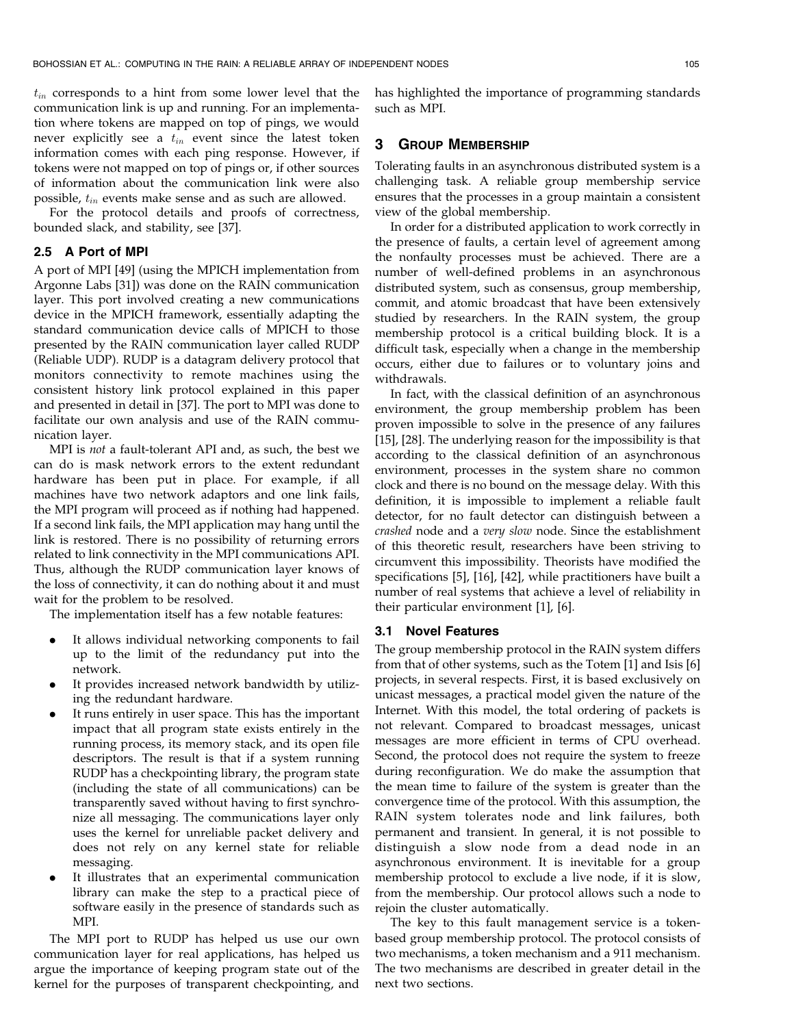$t_{in}$ corresponds to a hint from some lower level that the communication link is up and running. For an implementation where tokens are mapped on top of pings, we would never explicitly see a $t_{in}$ event since the latest token information comes with each ping response. However, if tokens were not mapped on top of pings or, if other sources of information about the communication link were also possible, $t_{in}$ events make sense and as such are allowed.

For the protocol details and proofs of correctness, bounded slack, and stability, see [37].

### 2.5 A Port of MPI

A port of MPI [49] (using the MPICH implementation from Argonne Labs [31]) was done on the RAIN communication layer. This port involved creating a new communications device in the MPICH framework, essentially adapting the standard communication device calls of MPICH to those presented by the RAIN communication layer called RUDP (Reliable UDP). RUDP is a datagram delivery protocol that monitors connectivity to remote machines using the consistent history link protocol explained in this paper and presented in detail in [37]. The port to MPI was done to facilitate our own analysis and use of the RAIN communication layer.

MPI is *not* a fault-tolerant API and, as such, the best we can do is mask network errors to the extent redundant hardware has been put in place. For example, if all machines have two network adaptors and one link fails, the MPI program will proceed as if nothing had happened. If a second link fails, the MPI application may hang until the link is restored. There is no possibility of returning errors related to link connectivity in the MPI communications API. Thus, although the RUDP communication layer knows of the loss of connectivity, it can do nothing about it and must wait for the problem to be resolved.

The implementation itself has a few notable features:

- It allows individual networking components to fail up to the limit of the redundancy put into the network.
- It provides increased network bandwidth by utilizing the redundant hardware.
- It runs entirely in user space. This has the important impact that all program state exists entirely in the running process, its memory stack, and its open file descriptors. The result is that if a system running RUDP has a checkpointing library, the program state (including the state of all communications) can be transparently saved without having to first synchronize all messaging. The communications layer only uses the kernel for unreliable packet delivery and does not rely on any kernel state for reliable messaging.
- It illustrates that an experimental communication library can make the step to a practical piece of software easily in the presence of standards such as MPI.

The MPI port to RUDP has helped us use our own communication layer for real applications, has helped us argue the importance of keeping program state out of the kernel for the purposes of transparent checkpointing, and has highlighted the importance of programming standards such as MPI.

## 3 Group Membership

Tolerating faults in an asynchronous distributed system is a challenging task. A reliable group membership service ensures that the processes in a group maintain a consistent view of the global membership.

In order for a distributed application to work correctly in the presence of faults, a certain level of agreement among the nonfaulty processes must be achieved. There are a number of well-defined problems in an asynchronous distributed system, such as consensus, group membership, commit, and atomic broadcast that have been extensively studied by researchers. In the RAIN system, the group membership protocol is a critical building block. It is a difficult task, especially when a change in the membership occurs, either due to failures or to voluntary joins and withdrawals.

In fact, with the classical definition of an asynchronous environment, the group membership problem has been proven impossible to solve in the presence of any failures [15], [28]. The underlying reason for the impossibility is that according to the classical definition of an asynchronous environment, processes in the system share no common clock and there is no bound on the message delay. With this definition, it is impossible to implement a reliable fault detector, for no fault detector can distinguish between a *crashed* node and a *very slow* node. Since the establishment of this theoretic result, researchers have been striving to circumvent this impossibility. Theorists have modified the specifications [5], [16], [42], while practitioners have built a number of real systems that achieve a level of reliability in their particular environment [1], [6].

### 3.1 Novel Features

The group membership protocol in the RAIN system differs from that of other systems, such as the Totem [1] and Isis [6] projects, in several respects. First, it is based exclusively on unicast messages, a practical model given the nature of the Internet. With this model, the total ordering of packets is not relevant. Compared to broadcast messages, unicast messages are more efficient in terms of CPU overhead. Second, the protocol does not require the system to freeze during reconfiguration. We do make the assumption that the mean time to failure of the system is greater than the convergence time of the protocol. With this assumption, the RAIN system tolerates node and link failures, both permanent and transient. In general, it is not possible to distinguish a slow node from a dead node in an asynchronous environment. It is inevitable for a group membership protocol to exclude a live node, if it is slow, from the membership. Our protocol allows such a node to rejoin the cluster automatically.

The key to this fault management service is a token-based group membership protocol. The protocol consists of two mechanisms, a token mechanism and a 911 mechanism. The two mechanisms are described in greater detail in the next two sections.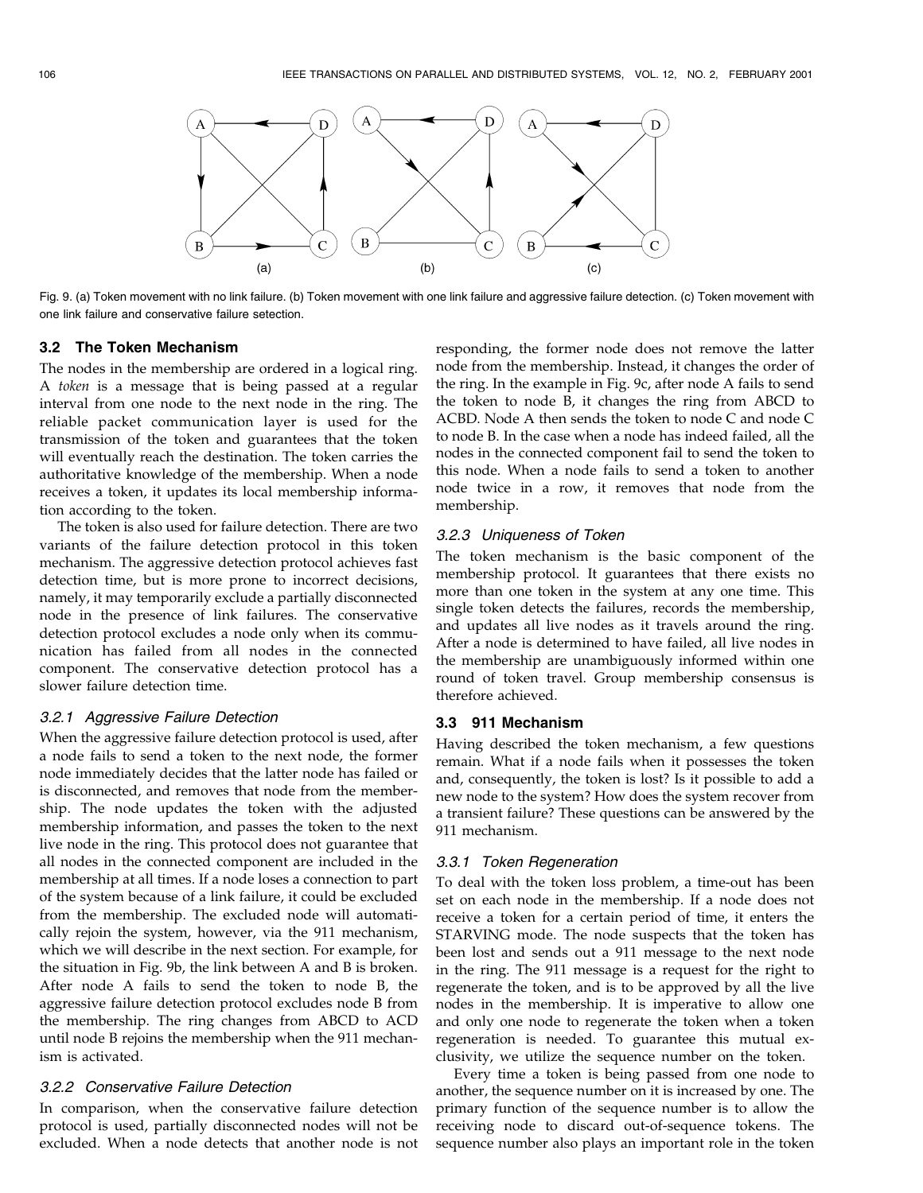A B C D (a)

A B C D (b)

A B C D (c)

Fig. 9. (a) Token movement with no link failure. (b) Token movement with one link failure and aggressive failure detection. (c) Token movement with one link failure and conservative failure setection.

### 3.2 The Token Mechanism

The nodes in the membership are ordered in a logical ring. A *token* is a message that is being passed at a regular interval from one node to the next node in the ring. The reliable packet communication layer is used for the transmission of the token and guarantees that the token will eventually reach the destination. The token carries the authoritative knowledge of the membership. When a node receives a token, it updates its local membership information according to the token.

The token is also used for failure detection. There are two variants of the failure detection protocol in this token mechanism. The aggressive detection protocol achieves fast detection time, but is more prone to incorrect decisions, namely, it may temporarily exclude a partially disconnected node in the presence of link failures. The conservative detection protocol excludes a node only when its communication has failed from all nodes in the connected component. The conservative detection protocol has a slower failure detection time.

#### 3.2.1 Aggressive Failure Detection

When the aggressive failure detection protocol is used, after a node fails to send a token to the next node, the former node immediately decides that the latter node has failed or is disconnected, and removes that node from the membership. The node updates the token with the adjusted membership information, and passes the token to the next live node in the ring. This protocol does not guarantee that all nodes in the connected component are included in the membership at all times. If a node loses a connection to part of the system because of a link failure, it could be excluded from the membership. The excluded node will automatically rejoin the system, however, via the 911 mechanism, which we will describe in the next section. For example, for the situation in Fig. 9b, the link between A and B is broken. After node A fails to send the token to node B, the aggressive failure detection protocol excludes node B from the membership. The ring changes from ABCD to ACD until node B rejoins the membership when the 911 mechanism is activated.

#### 3.2.2 Conservative Failure Detection

In comparison, when the conservative failure detection protocol is used, partially disconnected nodes will not be excluded. When a node detects that another node is not responding, the former node does not remove the latter node from the membership. Instead, it changes the order of the ring. In the example in Fig. 9c, after node A fails to send the token to node B, it changes the ring from ABCD to ACBD. Node A then sends the token to node C and node C to node B. In the case when a node has indeed failed, all the nodes in the connected component fail to send the token to this node. When a node fails to send a token to another node twice in a row, it removes that node from the membership.

#### 3.2.3 Uniqueness of Token

The token mechanism is the basic component of the membership protocol. It guarantees that there exists no more than one token in the system at any one time. This single token detects the failures, records the membership, and updates all live nodes as it travels around the ring. After a node is determined to have failed, all live nodes in the membership are unambiguously informed within one round of token travel. Group membership consensus is therefore achieved.

### 3.3 911 Mechanism

Having described the token mechanism, a few questions remain. What if a node fails when it possesses the token and, consequently, the token is lost? Is it possible to add a new node to the system? How does the system recover from a transient failure? These questions can be answered by the 911 mechanism.

#### 3.3.1 Token Regeneration

To deal with the token loss problem, a time-out has been set on each node in the membership. If a node does not receive a token for a certain period of time, it enters the STARVING mode. The node suspects that the token has been lost and sends out a 911 message to the next node in the ring. The 911 message is a request for the right to regenerate the token, and is to be approved by all the live nodes in the membership. It is imperative to allow one and only one node to regenerate the token when a token regeneration is needed. To guarantee this mutual exclusivity, we utilize the sequence number on the token.

Every time a token is being passed from one node to another, the sequence number on it is increased by one. The primary function of the sequence number is to allow the receiving node to discard out-of-sequence tokens. The sequence number also plays an important role in the token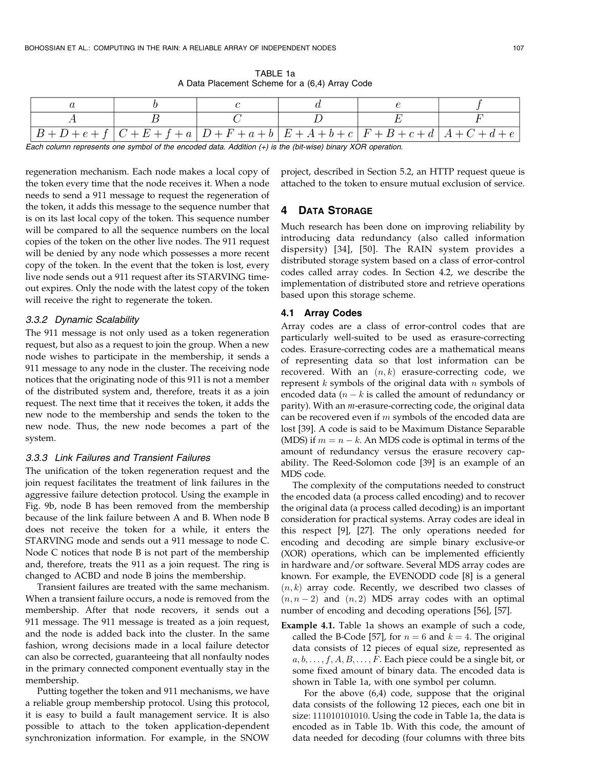TABLE 1a
A Data Placement Scheme for a (6,4) Array Code

| $a$ | $b$ | $c$ | $d$ | $e$ | $f$ |
|---|---|---|---|---|---|
| $A$ | $B$ | $C$ | $D$ | $E$ | $F$ |
| $B+D+e+f$ | $C+E+f+a$ | $D+F+a+b$ | $E+A+b+c$ | $F+B+c+d$ | $A+C+d+e$ |

*Each column represents one symbol of the encoded data. Addition (+) is the (bit-wise) binary XOR operation.*

regeneration mechanism. Each node makes a local copy of the token every time that the node receives it. When a node needs to send a 911 message to request the regeneration of the token, it adds this message to the sequence number that is on its last local copy of the token. This sequence number will be compared to all the sequence numbers on the local copies of the token on the other live nodes. The 911 request will be denied by any node which possesses a more recent copy of the token. In the event that the token is lost, every live node sends out a 911 request after its STARVING timeout expires. Only the node with the latest copy of the token will receive the right to regenerate the token.

### 3.3.2 Dynamic Scalability

The 911 message is not only used as a token regeneration request, but also as a request to join the group. When a new node wishes to participate in the membership, it sends a 911 message to any node in the cluster. The receiving node notices that the originating node of this 911 is not a member of the distributed system and, therefore, treats it as a join request. The next time that it receives the token, it adds the new node to the membership and sends the token to the new node. Thus, the new node becomes a part of the system.

### 3.3.3 Link Failures and Transient Failures

The unification of the token regeneration request and the join request facilitates the treatment of link failures in the aggressive failure detection protocol. Using the example in Fig. 9b, node B has been removed from the membership because of the link failure between A and B. When node B does not receive the token for a while, it enters the STARVING mode and sends out a 911 message to node C. Node C notices that node B is not part of the membership and, therefore, treats the 911 as a join request. The ring is changed to ACBD and node B joins the membership.

Transient failures are treated with the same mechanism. When a transient failure occurs, a node is removed from the membership. After that node recovers, it sends out a 911 message. The 911 message is treated as a join request, and the node is added back into the cluster. In the same fashion, wrong decisions made in a local failure detector can also be corrected, guaranteeing that all nonfaulty nodes in the primary connected component eventually stay in the membership.

Putting together the token and 911 mechanisms, we have a reliable group membership protocol. Using this protocol, it is easy to build a fault management service. It is also possible to attach to the token application-dependent synchronization information. For example, in the SNOW project, described in Section 5.2, an HTTP request queue is attached to the token to ensure mutual exclusion of service.

## 4 Data Storage

Much research has been done on improving reliability by introducing data redundancy (also called information dispersity) [34], [50]. The RAIN system provides a distributed storage system based on a class of error-control codes called array codes. In Section 4.2, we describe the implementation of distributed store and retrieve operations based upon this storage scheme.

### 4.1 Array Codes

Array codes are a class of error-control codes that are particularly well-suited to be used as erasure-correcting codes. Erasure-correcting codes are a mathematical means of representing data so that lost information can be recovered. With an $(n, k)$ erasure-correcting code, we represent $k$ symbols of the original data with $n$ symbols of encoded data ($n-k$ is called the amount of redundancy or parity). With an $m$-erasure-correcting code, the original data can be recovered even if $m$ symbols of the encoded data are lost [39]. A code is said to be Maximum Distance Separable (MDS) if $m = n - k$. An MDS code is optimal in terms of the amount of redundancy versus the erasure recovery capability. The Reed-Solomon code [39] is an example of an MDS code.

The complexity of the computations needed to construct the encoded data (a process called encoding) and to recover the original data (a process called decoding) is an important consideration for practical systems. Array codes are ideal in this respect [9], [27]. The only operations needed for encoding and decoding are simple binary exclusive-or (XOR) operations, which can be implemented efficiently in hardware and/or software. Several MDS array codes are known. For example, the EVENODD code [8] is a general $(n, k)$ array code. Recently, we described two classes of $(n, n-2)$ and $(n, 2)$ MDS array codes with an optimal number of encoding and decoding operations [56], [57].

**Example 4.1.** Table 1a shows an example of such a code, called the B-Code [57], for $n = 6$ and $k = 4$. The original data consists of 12 pieces of equal size, represented as $a, b, \ldots, f, A, B, \ldots, F$. Each piece could be a single bit, or some fixed amount of binary data. The encoded data is shown in Table 1a, with one symbol per column.

For the above (6,4) code, suppose that the original data consists of the following 12 pieces, each one bit in size: 111010101010. Using the code in Table 1a, the data is encoded as in Table 1b. With this code, the amount of data needed for decoding (four columns with three bits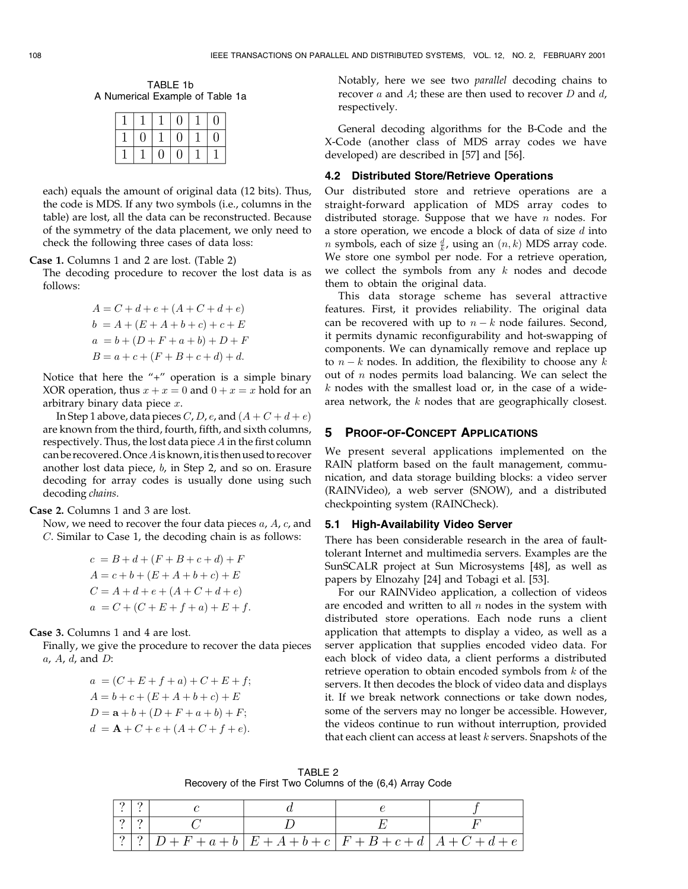TABLE 1b
A Numerical Example of Table 1a

| | | | | | |
|---|---|---|---|---|---|
| 1 | 1 | 1 | 0 | 1 | 0 |
| 1 | 0 | 1 | 0 | 1 | 0 |
| 1 | 1 | 0 | 0 | 1 | 1 |

each) equals the amount of original data (12 bits). Thus, the code is MDS. If any two symbols (i.e., columns in the table) are lost, all the data can be reconstructed. Because of the symmetry of the data placement, we only need to check the following three cases of data loss:

**Case 1.** Columns 1 and 2 are lost. (Table 2)
The decoding procedure to recover the lost data is as follows:

$$
\begin{aligned}
A &= C + d + e + (A + C + d + e) \\
b &= A + (E + A + b + c) + c + E \\
a &= b + (D + F + a + b) + D + F \\
B &= a + c + (F + B + c + d) + d.
\end{aligned}
$$

Notice that here the "+" operation is a simple binary XOR operation, thus $x + x = 0$ and $0 + x = x$ hold for an arbitrary binary data piece $x$.

In Step 1 above, data pieces $C$, $D$, $e$, and $(A + C + d + e)$ are known from the third, fourth, fifth, and sixth columns, respectively. Thus, the lost data piece $A$ in the first column can be recovered. Once $A$ is known, it is then used to recover another lost data piece, $b$, in Step 2, and so on. Erasure decoding for array codes is usually done using such decoding *chains*.

**Case 2.** Columns 1 and 3 are lost.
Now, we need to recover the four data pieces $a$, $A$, $c$, and $C$. Similar to Case 1, the decoding chain is as follows:

$$
\begin{aligned}
c &= B + d + (F + B + c + d) + F \\
A &= c + b + (E + A + b + c) + E \\
C &= A + d + e + (A + C + d + e) \\
a &= C + (C + E + f + a) + E + f.
\end{aligned}
$$

**Case 3.** Columns 1 and 4 are lost.
Finally, we give the procedure to recover the data pieces $a$, $A$, $d$, and $D$:

$$
\begin{aligned}
a &= (C + E + f + a) + C + E + f; \\
A &= b + c + (E + A + b + c) + E \\
D &= \mathbf{a} + b + (D + F + a + b) + F; \\
d &= \mathbf{A} + C + e + (A + C + f + e).
\end{aligned}
$$

Notably, here we see two *parallel* decoding chains to recover $a$ and $A$; these are then used to recover $D$ and $d$, respectively.

General decoding algorithms for the B-Code and the X-Code (another class of MDS array codes we have developed) are described in [57] and [56].

### 4.2 Distributed Store/Retrieve Operations

Our distributed store and retrieve operations are a straight-forward application of MDS array codes to distributed storage. Suppose that we have $n$ nodes. For a store operation, we encode a block of data of size $d$ into $n$ symbols, each of size $\frac{d}{k}$, using an $(n, k)$ MDS array code. We store one symbol per node. For a retrieve operation, we collect the symbols from any $k$ nodes and decode them to obtain the original data.

This data storage scheme has several attractive features. First, it provides reliability. The original data can be recovered with up to $n - k$ node failures. Second, it permits dynamic reconfigurability and hot-swapping of components. We can dynamically remove and replace up to $n - k$ nodes. In addition, the flexibility to choose any $k$ out of $n$ nodes permits load balancing. We can select the $k$ nodes with the smallest load or, in the case of a wide-area network, the $k$ nodes that are geographically closest.

## 5 Proof-of-Concept Applications

We present several applications implemented on the RAIN platform based on the fault management, communication, and data storage building blocks: a video server (RAINVideo), a web server (SNOW), and a distributed checkpointing system (RAINCheck).

### 5.1 High-Availability Video Server

There has been considerable research in the area of fault-tolerant Internet and multimedia servers. Examples are the SunSCALR project at Sun Microsystems [48], as well as papers by Elnozahy [24] and Tobagi et al. [53].

For our RAINVideo application, a collection of videos are encoded and written to all $n$ nodes in the system with distributed store operations. Each node runs a client application that attempts to display a video, as well as a server application that supplies encoded video data. For each block of video data, a client performs a distributed retrieve operation to obtain encoded symbols from $k$ of the servers. It then decodes the block of video data and displays it. If we break network connections or take down nodes, some of the servers may no longer be accessible. However, the videos continue to run without interruption, provided that each client can access at least $k$ servers. Snapshots of the

TABLE 2
Recovery of the First Two Columns of the (6,4) Array Code

| | | | | | |
|---|---|---|---|---|---|
| ? | ? | $c$ | $d$ | $e$ | $f$ |
| ? | ? | $C$ | $D$ | $E$ | $F$ |
| ? | ? | $D+F+a+b$ | $E+A+b+c$ | $F+B+c+d$ | $A+C+d+e$ |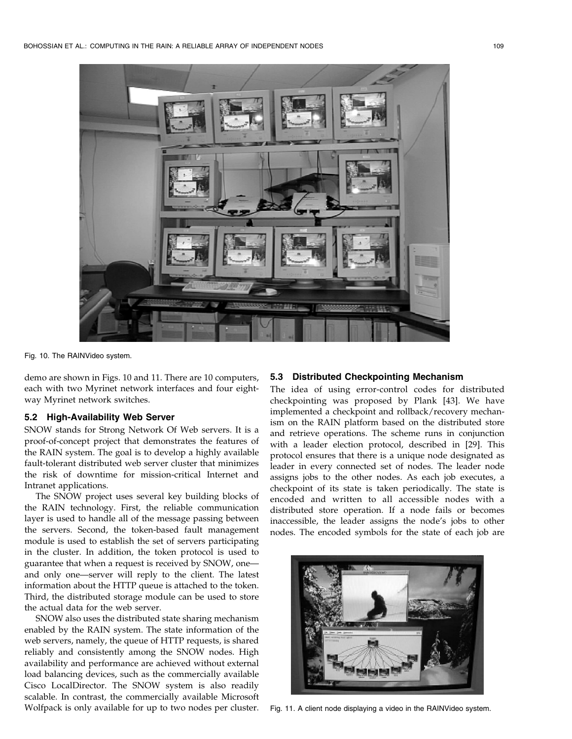Fig. 10. The RAINVideo system.

demo are shown in Figs. 10 and 11. There are 10 computers, each with two Myrinet network interfaces and four eight-way Myrinet network switches.

### 5.2 High-Availability Web Server

SNOW stands for Strong Network Of Web servers. It is a proof-of-concept project that demonstrates the features of the RAIN system. The goal is to develop a highly available fault-tolerant distributed web server cluster that minimizes the risk of downtime for mission-critical Internet and Intranet applications.

The SNOW project uses several key building blocks of the RAIN technology. First, the reliable communication layer is used to handle all of the message passing between the servers. Second, the token-based fault management module is used to establish the set of servers participating in the cluster. In addition, the token protocol is used to guarantee that when a request is received by SNOW, one—and only one—server will reply to the client. The latest information about the HTTP queue is attached to the token. Third, the distributed storage module can be used to store the actual data for the web server.

SNOW also uses the distributed state sharing mechanism enabled by the RAIN system. The state information of the web servers, namely, the queue of HTTP requests, is shared reliably and consistently among the SNOW nodes. High availability and performance are achieved without external load balancing devices, such as the commercially available Cisco LocalDirector. The SNOW system is also readily scalable. In contrast, the commercially available Microsoft Wolfpack is only available for up to two nodes per cluster.

### 5.3 Distributed Checkpointing Mechanism

The idea of using error-control codes for distributed checkpointing was proposed by Plank [43]. We have implemented a checkpoint and rollback/recovery mechanism on the RAIN platform based on the distributed store and retrieve operations. The scheme runs in conjunction with a leader election protocol, described in [29]. This protocol ensures that there is a unique node designated as leader in every connected set of nodes. The leader node assigns jobs to the other nodes. As each job executes, a checkpoint of its state is taken periodically. The state is encoded and written to all accessible nodes with a distributed store operation. If a node fails or becomes inaccessible, the leader assigns the node's jobs to other nodes. The encoded symbols for the state of each job are

Fig. 11. A client node displaying a video in the RAINVideo system.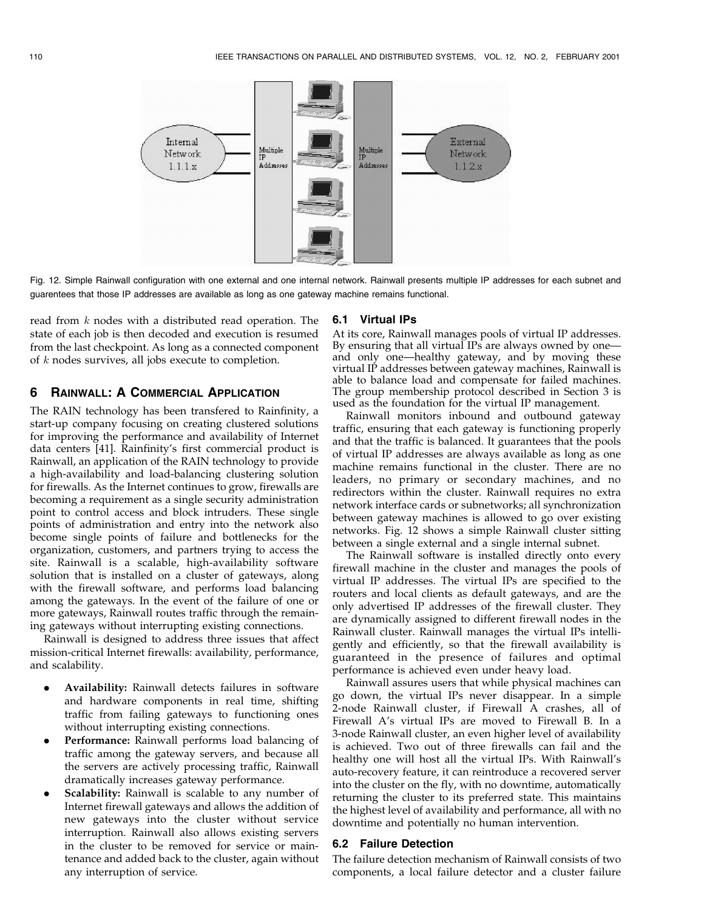Fig. 12. Simple Rainwall configuration with one external and one internal network. Rainwall presents multiple IP addresses for each subnet and guarentees that those IP addresses are available as long as one gateway machine remains functional.

read from $k$ nodes with a distributed read operation. The state of each job is then decoded and execution is resumed from the last checkpoint. As long as a connected component of $k$ nodes survives, all jobs execute to completion.

## 6 RAINWALL: A COMMERCIAL APPLICATION

The RAIN technology has been transfered to Rainfinity, a start-up company focusing on creating clustered solutions for improving the performance and availability of Internet data centers [41]. Rainfinity's first commercial product is Rainwall, an application of the RAIN technology to provide a high-availability and load-balancing clustering solution for firewalls. As the Internet continues to grow, firewalls are becoming a requirement as a single security administration point to control access and block intruders. These single points of administration and entry into the network also become single points of failure and bottlenecks for the organization, customers, and partners trying to access the site. Rainwall is a scalable, high-availability software solution that is installed on a cluster of gateways, along with the firewall software, and performs load balancing among the gateways. In the event of the failure of one or more gateways, Rainwall routes traffic through the remaining gateways without interrupting existing connections.

Rainwall is designed to address three issues that affect mission-critical Internet firewalls: availability, performance, and scalability.

- **Availability:** Rainwall detects failures in software and hardware components in real time, shifting traffic from failing gateways to functioning ones without interrupting existing connections.
- **Performance:** Rainwall performs load balancing of traffic among the gateway servers, and because all the servers are actively processing traffic, Rainwall dramatically increases gateway performance.
- **Scalability:** Rainwall is scalable to any number of Internet firewall gateways and allows the addition of new gateways into the cluster without service interruption. Rainwall also allows existing servers in the cluster to be removed for service or maintenance and added back to the cluster, again without any interruption of service.

### 6.1 Virtual IPs

At its core, Rainwall manages pools of virtual IP addresses. By ensuring that all virtual IPs are always owned by one—and only one—healthy gateway, and by moving these virtual IP addresses between gateway machines, Rainwall is able to balance load and compensate for failed machines. The group membership protocol described in Section 3 is used as the foundation for the virtual IP management.

Rainwall monitors inbound and outbound gateway traffic, ensuring that each gateway is functioning properly and that the traffic is balanced. It guarantees that the pools of virtual IP addresses are always available as long as one machine remains functional in the cluster. There are no leaders, no primary or secondary machines, and no redirectors within the cluster. Rainwall requires no extra network interface cards or subnetworks; all synchronization between gateway machines is allowed to go over existing networks. Fig. 12 shows a simple Rainwall cluster sitting between a single external and a single internal subnet.

The Rainwall software is installed directly onto every firewall machine in the cluster and manages the pools of virtual IP addresses. The virtual IPs are specified to the routers and local clients as default gateways, and are the only advertised IP addresses of the firewall cluster. They are dynamically assigned to different firewall nodes in the Rainwall cluster. Rainwall manages the virtual IPs intelligently and efficiently, so that the firewall availability is guaranteed in the presence of failures and optimal performance is achieved even under heavy load.

Rainwall assures users that while physical machines can go down, the virtual IPs never disappear. In a simple 2-node Rainwall cluster, if Firewall A crashes, all of Firewall A's virtual IPs are moved to Firewall B. In a 3-node Rainwall cluster, an even higher level of availability is achieved. Two out of three firewalls can fail and the healthy one will host all the virtual IPs. With Rainwall's auto-recovery feature, it can reintroduce a recovered server into the cluster on the fly, with no downtime, automatically returning the cluster to its preferred state. This maintains the highest level of availability and performance, all with no downtime and potentially no human intervention.

### 6.2 Failure Detection

The failure detection mechanism of Rainwall consists of two components, a local failure detector and a cluster failure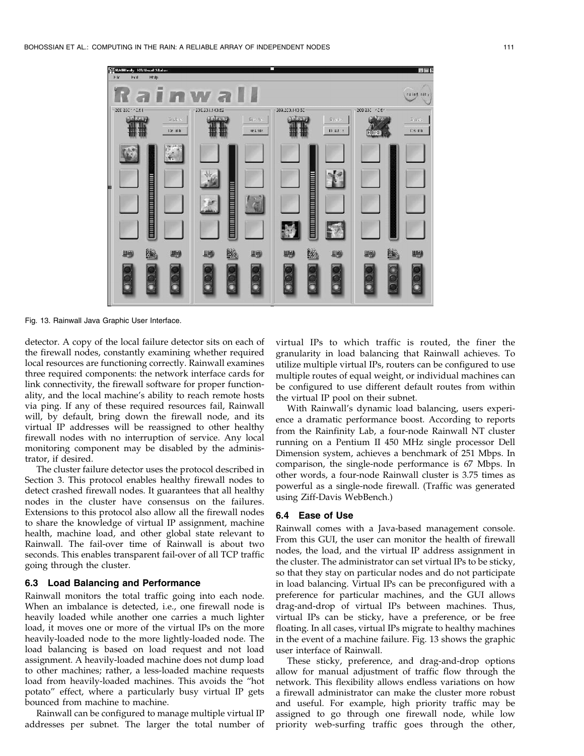Fig. 13. Rainwall Java Graphic User Interface.

detector. A copy of the local failure detector sits on each of the firewall nodes, constantly examining whether required local resources are functioning correctly. Rainwall examines three required components: the network interface cards for link connectivity, the firewall software for proper functionality, and the local machine's ability to reach remote hosts via ping. If any of these required resources fail, Rainwall will, by default, bring down the firewall node, and its virtual IP addresses will be reassigned to other healthy firewall nodes with no interruption of service. Any local monitoring component may be disabled by the administrator, if desired.

The cluster failure detector uses the protocol described in Section 3. This protocol enables healthy firewall nodes to detect crashed firewall nodes. It guarantees that all healthy nodes in the cluster have consensus on the failures. Extensions to this protocol also allow all the firewall nodes to share the knowledge of virtual IP assignment, machine health, machine load, and other global state relevant to Rainwall. The fail-over time of Rainwall is about two seconds. This enables transparent fail-over of all TCP traffic going through the cluster.

### 6.3 Load Balancing and Performance

Rainwall monitors the total traffic going into each node. When an imbalance is detected, i.e., one firewall node is heavily loaded while another one carries a much lighter load, it moves one or more of the virtual IPs on the more heavily-loaded node to the more lightly-loaded node. The load balancing is based on load request and not load assignment. A heavily-loaded machine does not dump load to other machines; rather, a less-loaded machine requests load from heavily-loaded machines. This avoids the "hot potato" effect, where a particularly busy virtual IP gets bounced from machine to machine.

Rainwall can be configured to manage multiple virtual IP addresses per subnet. The larger the total number of virtual IPs to which traffic is routed, the finer the granularity in load balancing that Rainwall achieves. To utilize multiple virtual IPs, routers can be configured to use multiple routes of equal weight, or individual machines can be configured to use different default routes from within the virtual IP pool on their subnet.

With Rainwall's dynamic load balancing, users experience a dramatic performance boost. According to reports from the Rainfinity Lab, a four-node Rainwall NT cluster running on a Pentium II 450 MHz single processor Dell Dimension system, achieves a benchmark of 251 Mbps. In comparison, the single-node performance is 67 Mbps. In other words, a four-node Rainwall cluster is 3.75 times as powerful as a single-node firewall. (Traffic was generated using Ziff-Davis WebBench.)

### 6.4 Ease of Use

Rainwall comes with a Java-based management console. From this GUI, the user can monitor the health of firewall nodes, the load, and the virtual IP address assignment in the cluster. The administrator can set virtual IPs to be sticky, so that they stay on particular nodes and do not participate in load balancing. Virtual IPs can be preconfigured with a preference for particular machines, and the GUI allows drag-and-drop of virtual IPs between machines. Thus, virtual IPs can be sticky, have a preference, or be free floating. In all cases, virtual IPs migrate to healthy machines in the event of a machine failure. Fig. 13 shows the graphic user interface of Rainwall.

These sticky, preference, and drag-and-drop options allow for manual adjustment of traffic flow through the network. This flexibility allows endless variations on how a firewall administrator can make the cluster more robust and useful. For example, high priority traffic may be assigned to go through one firewall node, while low priority web-surfing traffic goes through the other,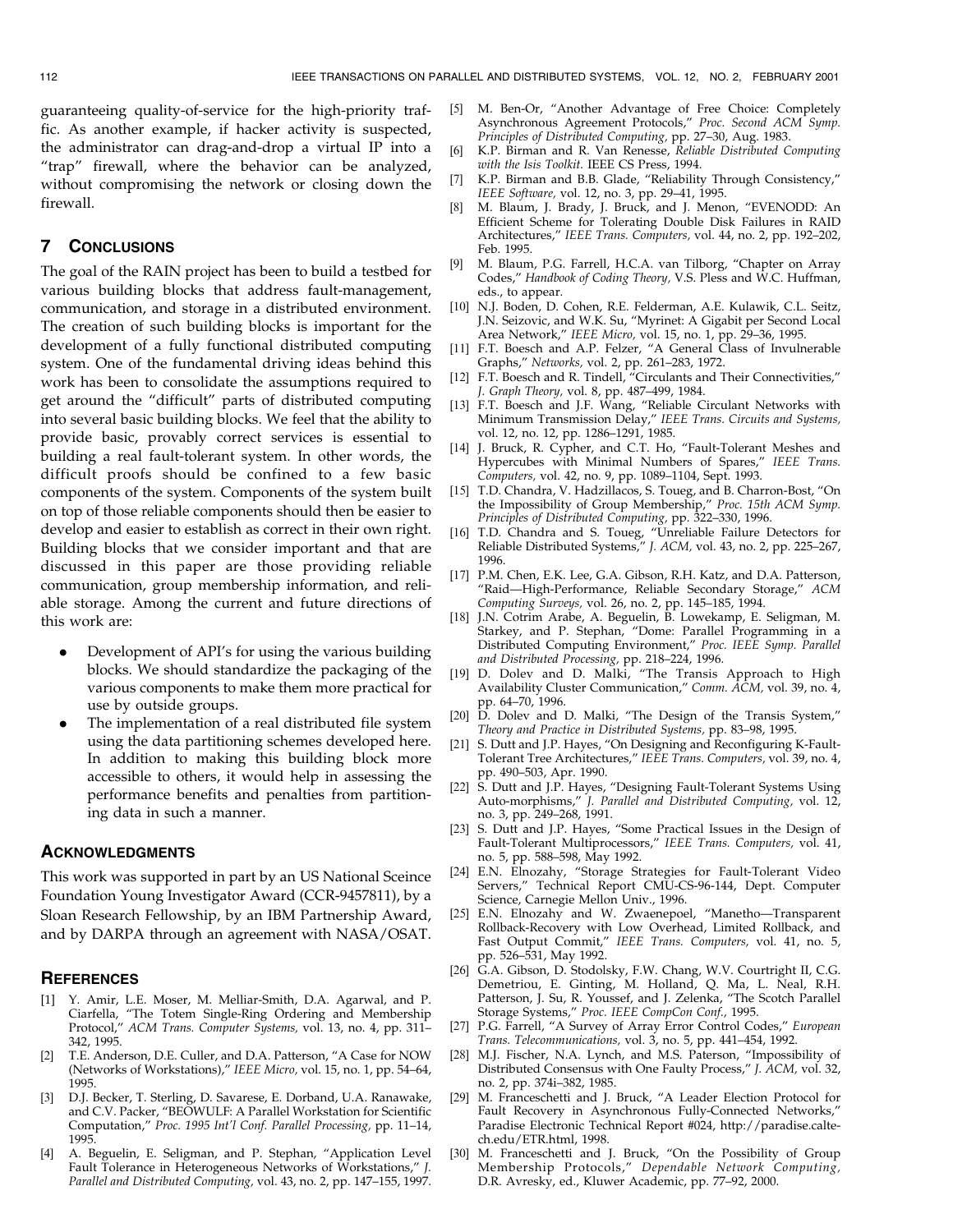guaranteeing quality-of-service for the high-priority traffic. As another example, if hacker activity is suspected, the administrator can drag-and-drop a virtual IP into a "trap" firewall, where the behavior can be analyzed, without compromising the network or closing down the firewall.

## 7 Conclusions

The goal of the RAIN project has been to build a testbed for various building blocks that address fault-management, communication, and storage in a distributed environment. The creation of such building blocks is important for the development of a fully functional distributed computing system. One of the fundamental driving ideas behind this work has been to consolidate the assumptions required to get around the "difficult" parts of distributed computing into several basic building blocks. We feel that the ability to provide basic, provably correct services is essential to building a real fault-tolerant system. In other words, the difficult proofs should be confined to a few basic components of the system. Components of the system built on top of those reliable components should then be easier to develop and easier to establish as correct in their own right. Building blocks that we consider important and that are discussed in this paper are those providing reliable communication, group membership information, and reliable storage. Among the current and future directions of this work are:

- Development of API's for using the various building blocks. We should standardize the packaging of the various components to make them more practical for use by outside groups.
- The implementation of a real distributed file system using the data partitioning schemes developed here. In addition to making this building block more accessible to others, it would help in assessing the performance benefits and penalties from partitioning data in such a manner.

## Acknowledgments

This work was supported in part by an US National Sceince Foundation Young Investigator Award (CCR-9457811), by a Sloan Research Fellowship, by an IBM Partnership Award, and by DARPA through an agreement with NASA/OSAT.

## References

[1] Y. Amir, L.E. Moser, M. Melliar-Smith, D.A. Agarwal, and P. Ciarfella, "The Totem Single-Ring Ordering and Membership Protocol," *ACM Trans. Computer Systems,* vol. 13, no. 4, pp. 311–342, 1995.

[2] T.E. Anderson, D.E. Culler, and D.A. Patterson, "A Case for NOW (Networks of Workstations)," *IEEE Micro,* vol. 15, no. 1, pp. 54–64, 1995.

[3] D.J. Becker, T. Sterling, D. Savarese, E. Dorband, U.A. Ranawake, and C.V. Packer, "BEOWULF: A Parallel Workstation for Scientific Computation," *Proc. 1995 Int'l Conf. Parallel Processing,* pp. 11–14, 1995.

[4] A. Beguelin, E. Seligman, and P. Stephan, "Application Level Fault Tolerance in Heterogeneous Networks of Workstations," *J. Parallel and Distributed Computing,* vol. 43, no. 2, pp. 147–155, 1997.

[5] M. Ben-Or, "Another Advantage of Free Choice: Completely Asynchronous Agreement Protocols," *Proc. Second ACM Symp. Principles of Distributed Computing,* pp. 27–30, Aug. 1983.

[6] K.P. Birman and R. Van Renesse, *Reliable Distributed Computing with the Isis Toolkit.* IEEE CS Press, 1994.

[7] K.P. Birman and B.B. Glade, "Reliability Through Consistency," *IEEE Software,* vol. 12, no. 3, pp. 29–41, 1995.

[8] M. Blaum, J. Brady, J. Bruck, and J. Menon, "EVENODD: An Efficient Scheme for Tolerating Double Disk Failures in RAID Architectures," *IEEE Trans. Computers,* vol. 44, no. 2, pp. 192–202, Feb. 1995.

[9] M. Blaum, P.G. Farrell, H.C.A. van Tilborg, "Chapter on Array Codes," *Handbook of Coding Theory,* V.S. Pless and W.C. Huffman, eds., to appear.

[10] N.J. Boden, D. Cohen, R.E. Felderman, A.E. Kulawik, C.L. Seitz, J.N. Seizovic, and W.K. Su, "Myrinet: A Gigabit per Second Local Area Network," *IEEE Micro,* vol. 15, no. 1, pp. 29–36, 1995.

[11] F.T. Boesch and A.P. Felzer, "A General Class of Invulnerable Graphs," *Networks,* vol. 2, pp. 261–283, 1972.

[12] F.T. Boesch and R. Tindell, "Circulants and Their Connectivities," *J. Graph Theory,* vol. 8, pp. 487–499, 1984.

[13] F.T. Boesch and J.F. Wang, "Reliable Circulant Networks with Minimum Transmission Delay," *IEEE Trans. Circuits and Systems,* vol. 12, no. 12, pp. 1286–1291, 1985.

[14] J. Bruck, R. Cypher, and C.T. Ho, "Fault-Tolerant Meshes and Hypercubes with Minimal Numbers of Spares," *IEEE Trans. Computers,* vol. 42, no. 9, pp. 1089–1104, Sept. 1993.

[15] T.D. Chandra, V. Hadzilacos, S. Toueg, and B. Charron-Bost, "On the Impossibility of Group Membership," *Proc. 15th ACM Symp. Principles of Distributed Computing,* pp. 322–330, 1996.

[16] T.D. Chandra and S. Toueg, "Unreliable Failure Detectors for Reliable Distributed Systems," *J. ACM,* vol. 43, no. 2, pp. 225–267, 1996.

[17] P.M. Chen, E.K. Lee, G.A. Gibson, R.H. Katz, and D.A. Patterson, "Raid—High-Performance, Reliable Secondary Storage," *ACM Computing Surveys,* vol. 26, no. 2, pp. 145–185, 1994.

[18] J.N. Cotrim Arabe, A. Beguelin, B. Lowekamp, E. Seligman, M. Starkey, and P. Stephan, "Dome: Parallel Programming in a Distributed Computing Environment," *Proc. IEEE Symp. Parallel and Distributed Processing,* pp. 218–224, 1996.

[19] D. Dolev and D. Malki, "The Transis Approach to High Availability Cluster Communication," *Comm. ACM,* vol. 39, no. 4, pp. 64–70, 1996.

[20] D. Dolev and D. Malki, "The Design of the Transis System," *Theory and Practice in Distributed Systems,* pp. 83–98, 1995.

[21] S. Dutt and J.P. Hayes, "On Designing and Reconfiguring K-Fault-Tolerant Tree Architectures," *IEEE Trans. Computers,* vol. 39, no. 4, pp. 490–503, Apr. 1990.

[22] S. Dutt and J.P. Hayes, "Designing Fault-Tolerant Systems Using Auto-morphisms," *J. Parallel and Distributed Computing,* vol. 12, no. 3, pp. 249–268, 1991.

[23] S. Dutt and J.P. Hayes, "Some Practical Issues in the Design of Fault-Tolerant Multiprocessors," *IEEE Trans. Computers,* vol. 41, no. 5, pp. 588–598, May 1992.

[24] E.N. Elnozahy, "Storage Strategies for Fault-Tolerant Video Servers," Technical Report CMU-CS-96-144, Dept. Computer Science, Carnegie Mellon Univ., 1996.

[25] E.N. Elnozahy and W. Zwaenepoel, "Manetho—Transparent Rollback-Recovery with Low Overhead, Limited Rollback, and Fast Output Commit," *IEEE Trans. Computers,* vol. 41, no. 5, pp. 526–531, May 1992.

[26] G.A. Gibson, D. Stodolsky, F.W. Chang, W.V. Courtright II, C.G. Demetriou, E. Ginting, M. Holland, Q. Ma, L. Neal, R.H. Patterson, J. Su, R. Youssef, and J. Zelenka, "The Scotch Parallel Storage Systems," *Proc. IEEE CompCon Conf.,* 1995.

[27] P.G. Farrell, "A Survey of Array Error Control Codes," *European Trans. Telecommunications,* vol. 3, no. 5, pp. 441–454, 1992.

[28] M.J. Fischer, N.A. Lynch, and M.S. Paterson, "Impossibility of Distributed Consensus with One Faulty Process," *J. ACM,* vol. 32, no. 2, pp. 374i–382, 1985.

[29] M. Franceschetti and J. Bruck, "A Leader Election Protocol for Fault Recovery in Asynchronous Fully-Connected Networks," Paradise Electronic Technical Report #024, http://paradise.caltech.edu/ETR.html, 1998.

[30] M. Franceschetti and J. Bruck, "On the Possibility of Group Membership Protocols," *Dependable Network Computing,* D.R. Avresky, ed., Kluwer Academic, pp. 77–92, 2000.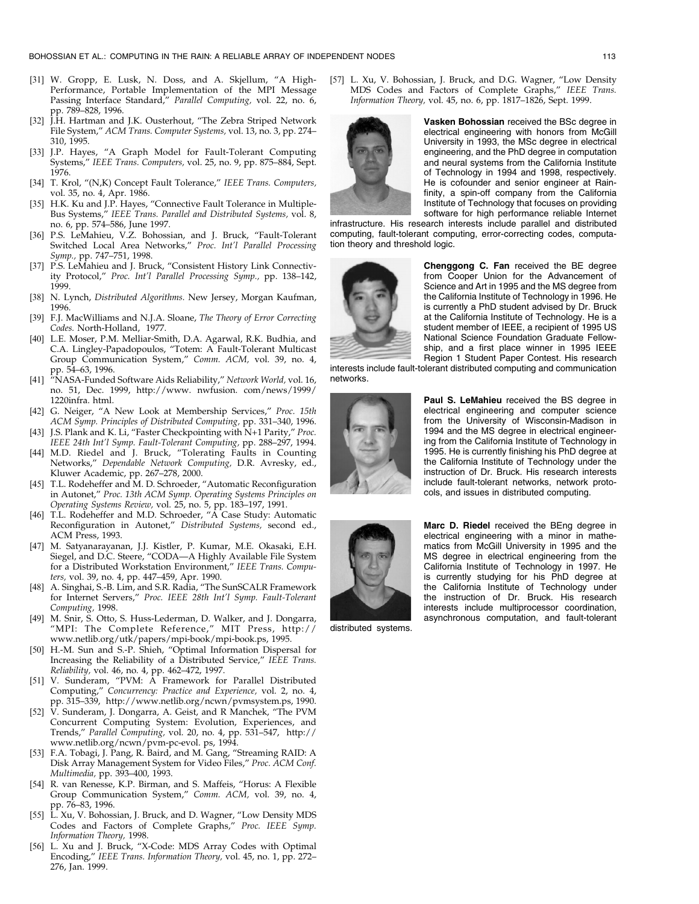[31] W. Gropp, E. Lusk, N. Doss, and A. Skjellum, "A High-Performance, Portable Implementation of the MPI Message Passing Interface Standard," *Parallel Computing,* vol. 22, no. 6, pp. 789–828, 1996.

[32] J.H. Hartman and J.K. Ousterhout, "The Zebra Striped Network File System," *ACM Trans. Computer Systems,* vol. 13, no. 3, pp. 274–310, 1995.

[33] J.P. Hayes, "A Graph Model for Fault-Tolerant Computing Systems," *IEEE Trans. Computers,* vol. 25, no. 9, pp. 875–884, Sept. 1976.

[34] T. Krol, "(N,K) Concept Fault Tolerance," *IEEE Trans. Computers,* vol. 35, no. 4, Apr. 1986.

[35] H.K. Ku and J.P. Hayes, "Connective Fault Tolerance in Multiple-Bus Systems," *IEEE Trans. Parallel and Distributed Systems,* vol. 8, no. 6, pp. 574–586, June 1997.

[36] P.S. LeMahieu, V.Z. Bohossian, and J. Bruck, "Fault-Tolerant Switched Local Area Networks," *Proc. Int'l Parallel Processing Symp.,* pp. 747–751, 1998.

[37] P.S. LeMahieu and J. Bruck, "Consistent History Link Connectivity Protocol," *Proc. Int'l Parallel Processing Symp.,* pp. 138–142, 1999.

[38] N. Lynch, *Distributed Algorithms.* New Jersey, Morgan Kaufman, 1996.

[39] F.J. MacWilliams and N.J.A. Sloane, *The Theory of Error Correcting Codes.* North-Holland, 1977.

[40] L.E. Moser, P.M. Melliar-Smith, D.A. Agarwal, R.K. Budhia, and C.A. Lingley-Papadopoulos, "Totem: A Fault-Tolerant Multicast Group Communication System," *Comm. ACM,* vol. 39, no. 4, pp. 54–63, 1996.

[41] "NASA-Funded Software Aids Reliability," *Network World,* vol. 16, no. 51, Dec. 1999, http://www. nwfusion. com/news/1999/1220infra. html.

[42] G. Neiger, "A New Look at Membership Services," *Proc. 15th ACM Symp. Principles of Distributed Computing,* pp. 331–340, 1996.

[43] J.S. Plank and K. Li, "Faster Checkpointing with N+1 Parity," *Proc. IEEE 24th Int'l Symp. Fault-Tolerant Computing,* pp. 288–297, 1994.

[44] M.D. Riedel and J. Bruck, "Tolerating Faults in Counting Networks," *Dependable Network Computing,* D.R. Avresky, ed., Kluwer Academic, pp. 267–278, 2000.

[45] T.L. Rodeheffer and M. D. Schroeder, "Automatic Reconfiguration in Autonet," *Proc. 13th ACM Symp. Operating Systems Principles on Operating Systems Review,* vol. 25, no. 5, pp. 183–197, 1991.

[46] T.L. Rodeheffer and M.D. Schroeder, "A Case Study: Automatic Reconfiguration in Autonet," *Distributed Systems,* second ed., ACM Press, 1993.

[47] M. Satyanarayanan, J.J. Kistler, P. Kumar, M.E. Okasaki, E.H. Siegel, and D.C. Steere, "CODA—A Highly Available File System for a Distributed Workstation Environment," *IEEE Trans. Computers,* vol. 39, no. 4, pp. 447–459, Apr. 1990.

[48] A. Singhai, S.-B. Lim, and S.R. Radia, "The SunSCALR Framework for Internet Servers," *Proc. IEEE 28th Int'l Symp. Fault-Tolerant Computing,* 1998.

[49] M. Snir, S. Otto, S. Huss-Lederman, D. Walker, and J. Dongarra, "MPI: The Complete Reference," MIT Press, http://www.netlib.org/utk/papers/mpi-book/mpi-book.ps, 1995.

[50] H.-M. Sun and S.-P. Shieh, "Optimal Information Dispersal for Increasing the Reliability of a Distributed Service," *IEEE Trans. Reliability,* vol. 46, no. 4, pp. 462–472, 1997.

[51] V. Sunderam, "PVM: A Framework for Parallel Distributed Computing," *Concurrency: Practice and Experience,* vol. 2, no. 4, pp. 315–339, http://www.netlib.org/ncwn/pvmsystem.ps, 1990.

[52] V. Sunderam, J. Dongarra, A. Geist, and R Manchek, "The PVM Concurrent Computing System: Evolution, Experiences, and Trends," *Parallel Computing,* vol. 20, no. 4, pp. 531–547, http://www.netlib.org/ncwn/pvm-pc-evol. ps, 1994.

[53] F.A. Tobagi, J. Pang, R. Baird, and M. Gang, "Streaming RAID: A Disk Array Management System for Video Files," *Proc. ACM Conf. Multimedia,* pp. 393–400, 1993.

[54] R. van Renesse, K.P. Birman, and S. Maffeis, "Horus: A Flexible Group Communication System," *Comm. ACM,* vol. 39, no. 4, pp. 76–83, 1996.

[55] L. Xu, V. Bohossian, J. Bruck, and D. Wagner, "Low Density MDS Codes and Factors of Complete Graphs," *Proc. IEEE Symp. Information Theory,* 1998.

[56] L. Xu and J. Bruck, "X-Code: MDS Array Codes with Optimal Encoding," *IEEE Trans. Information Theory,* vol. 45, no. 1, pp. 272–276, Jan. 1999.

[57] L. Xu, V. Bohossian, J. Bruck, and D.G. Wagner, "Low Density MDS Codes and Factors of Complete Graphs," *IEEE Trans. Information Theory,* vol. 45, no. 6, pp. 1817–1826, Sept. 1999.

**Vasken Bohossian** received the BSc degree in electrical engineering with honors from McGill University in 1993, the MSc degree in electrical engineering, and the PhD degree in computation and neural systems from the California Institute of Technology in 1994 and 1998, respectively. He is cofounder and senior engineer at Rainfinity, a spin-off company from the California Institute of Technology that focuses on providing software for high performance reliable Internet infrastructure. His research interests include parallel and distributed computing, fault-tolerant computing, error-correcting codes, computation theory and threshold logic.

**Chenggong C. Fan** received the BE degree from Cooper Union for the Advancement of Science and Art in 1995 and the MS degree from the California Institute of Technology in 1996. He is currently a PhD student advised by Dr. Bruck at the California Institute of Technology. He is a student member of IEEE, a recipient of 1995 US National Science Foundation Graduate Fellowship, and a first place winner in 1995 IEEE Region 1 Student Paper Contest. His research interests include fault-tolerant distributed computing and communication networks.

**Paul S. LeMahieu** received the BS degree in electrical engineering and computer science from the University of Wisconsin-Madison in 1994 and the MS degree in electrical engineering from the California Institute of Technology in 1995. He is currently finishing his PhD degree at the California Institute of Technology under the instruction of Dr. Bruck. His research interests include fault-tolerant networks, network protocols, and issues in distributed computing.

**Marc D. Riedel** received the BEng degree in electrical engineering with a minor in mathematics from McGill University in 1995 and the MS degree in electrical engineering from the California Institute of Technology in 1997. He is currently studying for his PhD degree at the California Institute of Technology under the instruction of Dr. Bruck. His research interests include multiprocessor coordination, asynchronous computation, and fault-tolerant distributed systems.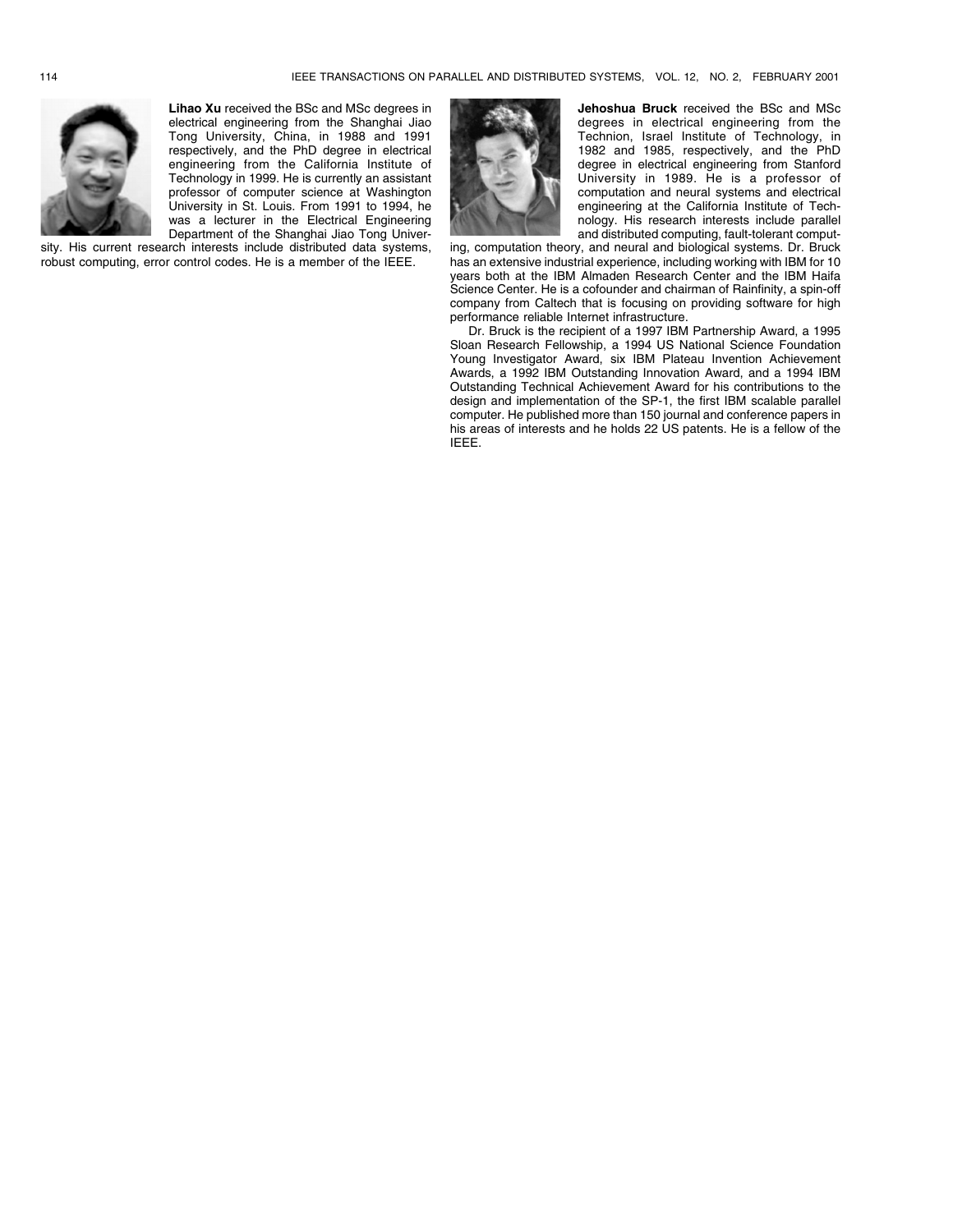**Lihao Xu** received the BSc and MSc degrees in electrical engineering from the Shanghai Jiao Tong University, China, in 1988 and 1991 respectively, and the PhD degree in electrical engineering from the California Institute of Technology in 1999. He is currently an assistant professor of computer science at Washington University in St. Louis. From 1991 to 1994, he was a lecturer in the Electrical Engineering Department of the Shanghai Jiao Tong University. His current research interests include distributed data systems, robust computing, error control codes. He is a member of the IEEE.

**Jehoshua Bruck** received the BSc and MSc degrees in electrical engineering from the Technion, Israel Institute of Technology, in 1982 and 1985, respectively, and the PhD degree in electrical engineering from Stanford University in 1989. He is a professor of computation and neural systems and electrical engineering at the California Institute of Technology. His research interests include parallel and distributed computing, fault-tolerant computing, computation theory, and neural and biological systems. Dr. Bruck has an extensive industrial experience, including working with IBM for 10 years both at the IBM Almaden Research Center and the IBM Haifa Science Center. He is a cofounder and chairman of Rainfinity, a spin-off company from Caltech that is focusing on providing software for high performance reliable Internet infrastructure.

Dr. Bruck is the recipient of a 1997 IBM Partnership Award, a 1995 Sloan Research Fellowship, a 1994 US National Science Foundation Young Investigator Award, six IBM Plateau Invention Achievement Awards, a 1992 IBM Outstanding Innovation Award, and a 1994 IBM Outstanding Technical Achievement Award for his contributions to the design and implementation of the SP-1, the first IBM scalable parallel computer. He published more than 150 journal and conference papers in his areas of interests and he holds 22 US patents. He is a fellow of the IEEE.